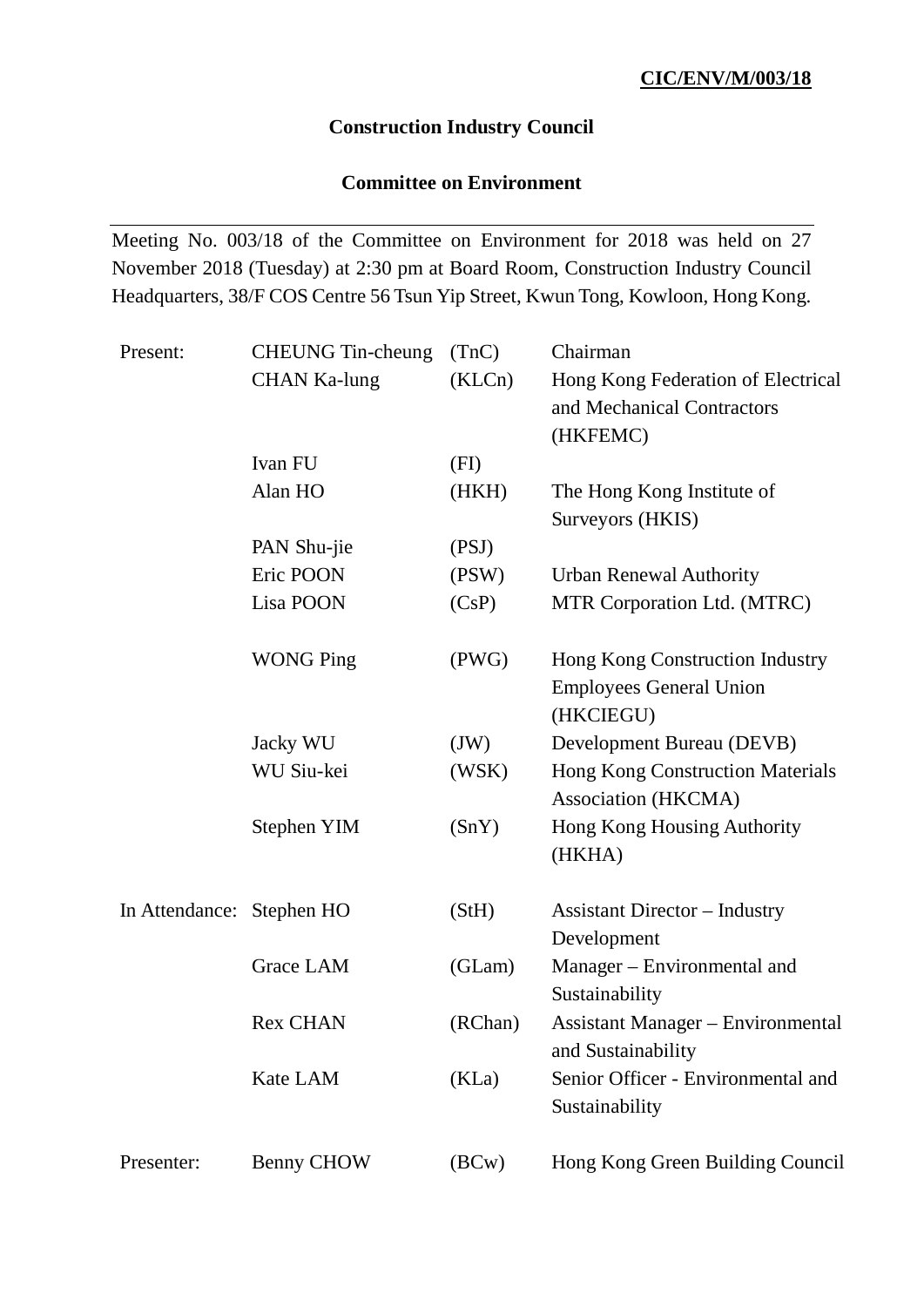**CIC/ENV/M/003/18**

**Construction Industry Council**

**Committee on Environment**

---

Meeting No. 003/18 of the Committee on Environment for 2018 was held on 27 November 2018 (Tuesday) at 2:30 pm at Board Room, Construction Industry Council Headquarters, 38/F COS Centre 56 Tsun Yip Street, Kwun Tong, Kowloon, Hong Kong.

| | | | |
|---|---|---|---|
| Present: | CHEUNG Tin-cheung | (TnC) | Chairman |
| | CHAN Ka-lung | (KLCn) | Hong Kong Federation of Electrical and Mechanical Contractors (HKFEMC) |
| | Ivan FU | (FI) | |
| | Alan HO | (HKH) | The Hong Kong Institute of Surveyors (HKIS) |
| | PAN Shu-jie | (PSJ) | |
| | Eric POON | (PSW) | Urban Renewal Authority |
| | Lisa POON | (CsP) | MTR Corporation Ltd. (MTRC) |
| | WONG Ping | (PWG) | Hong Kong Construction Industry Employees General Union (HKCIEGU) |
| | Jacky WU | (JW) | Development Bureau (DEVB) |
| | WU Siu-kei | (WSK) | Hong Kong Construction Materials Association (HKCMA) |
| | Stephen YIM | (SnY) | Hong Kong Housing Authority (HKHA) |
| In Attendance: | Stephen HO | (StH) | Assistant Director – Industry Development |
| | Grace LAM | (GLam) | Manager – Environmental and Sustainability |
| | Rex CHAN | (RChan) | Assistant Manager – Environmental and Sustainability |
| | Kate LAM | (KLa) | Senior Officer - Environmental and Sustainability |
| Presenter: | Benny CHOW | (BCw) | Hong Kong Green Building Council |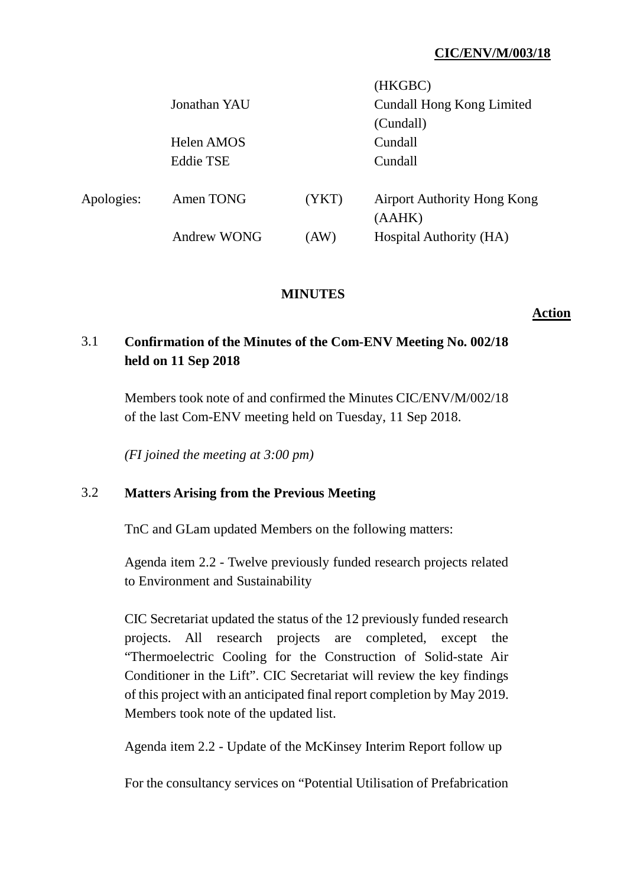|  |  |  |  |
|---|---|---|---|
|  |  |  | (HKGBC) |
|  | Jonathan YAU |  | Cundall Hong Kong Limited (Cundall) |
|  | Helen AMOS |  | Cundall |
|  | Eddie TSE |  | Cundall |
| Apologies: | Amen TONG | (YKT) | Airport Authority Hong Kong (AAHK) |
|  | Andrew WONG | (AW) | Hospital Authority (HA) |

**MINUTES**

**Action**

3.1 **Confirmation of the Minutes of the Com-ENV Meeting No. 002/18 held on 11 Sep 2018**

Members took note of and confirmed the Minutes CIC/ENV/M/002/18 of the last Com-ENV meeting held on Tuesday, 11 Sep 2018.

*(FI joined the meeting at 3:00 pm)*

3.2 **Matters Arising from the Previous Meeting**

TnC and GLam updated Members on the following matters:

Agenda item 2.2 - Twelve previously funded research projects related to Environment and Sustainability

CIC Secretariat updated the status of the 12 previously funded research projects. All research projects are completed, except the "Thermoelectric Cooling for the Construction of Solid-state Air Conditioner in the Lift". CIC Secretariat will review the key findings of this project with an anticipated final report completion by May 2019. Members took note of the updated list.

Agenda item 2.2 - Update of the McKinsey Interim Report follow up

For the consultancy services on "Potential Utilisation of Prefabrication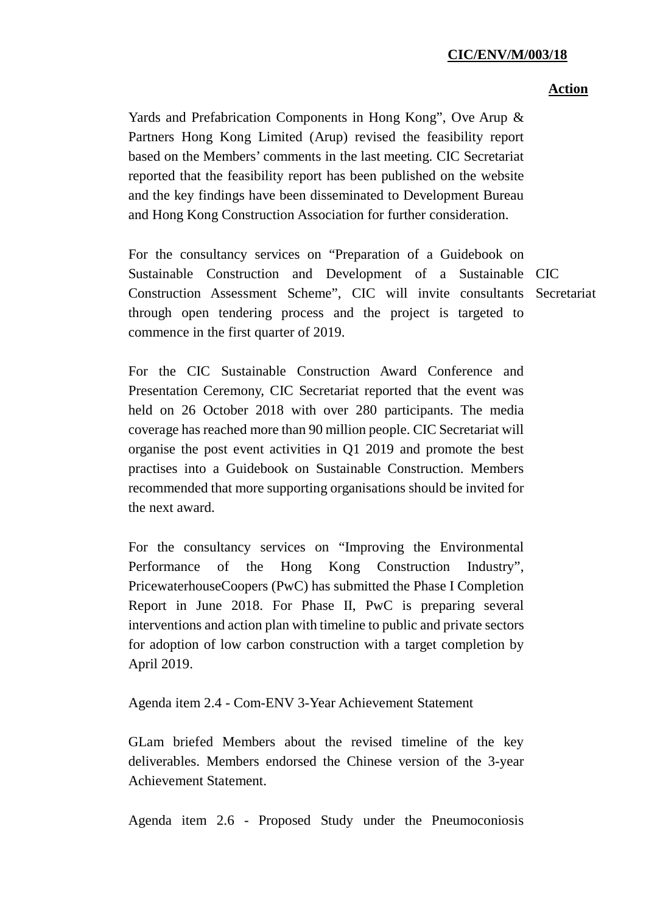**Action**

Yards and Prefabrication Components in Hong Kong", Ove Arup & Partners Hong Kong Limited (Arup) revised the feasibility report based on the Members' comments in the last meeting. CIC Secretariat reported that the feasibility report has been published on the website and the key findings have been disseminated to Development Bureau and Hong Kong Construction Association for further consideration.

For the consultancy services on "Preparation of a Guidebook on Sustainable Construction and Development of a Sustainable Construction Assessment Scheme", CIC will invite consultants through open tendering process and the project is targeted to commence in the first quarter of 2019. **CIC Secretariat**

For the CIC Sustainable Construction Award Conference and Presentation Ceremony, CIC Secretariat reported that the event was held on 26 October 2018 with over 280 participants. The media coverage has reached more than 90 million people. CIC Secretariat will organise the post event activities in Q1 2019 and promote the best practises into a Guidebook on Sustainable Construction. Members recommended that more supporting organisations should be invited for the next award.

For the consultancy services on "Improving the Environmental Performance of the Hong Kong Construction Industry", PricewaterhouseCoopers (PwC) has submitted the Phase I Completion Report in June 2018. For Phase II, PwC is preparing several interventions and action plan with timeline to public and private sectors for adoption of low carbon construction with a target completion by April 2019.

Agenda item 2.4 - Com-ENV 3-Year Achievement Statement

GLam briefed Members about the revised timeline of the key deliverables. Members endorsed the Chinese version of the 3-year Achievement Statement.

Agenda item 2.6 - Proposed Study under the Pneumoconiosis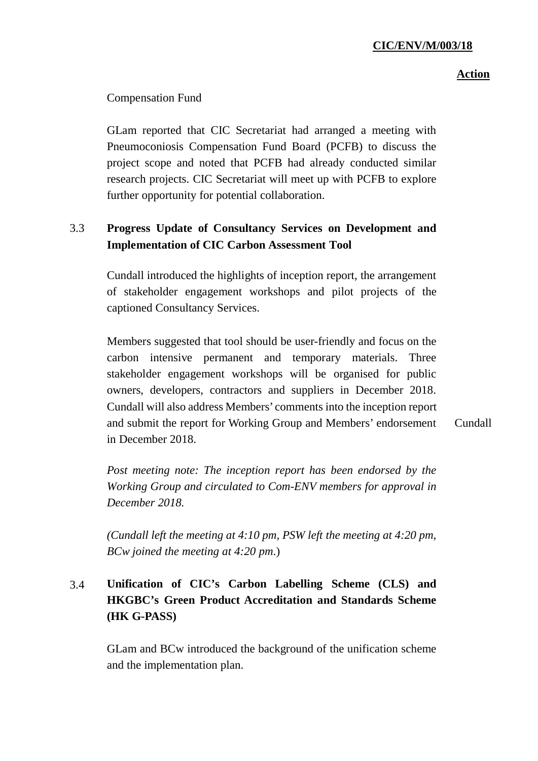**Action**

Compensation Fund

GLam reported that CIC Secretariat had arranged a meeting with Pneumoconiosis Compensation Fund Board (PCFB) to discuss the project scope and noted that PCFB had already conducted similar research projects. CIC Secretariat will meet up with PCFB to explore further opportunity for potential collaboration.

3.3 **Progress Update of Consultancy Services on Development and Implementation of CIC Carbon Assessment Tool**

Cundall introduced the highlights of inception report, the arrangement of stakeholder engagement workshops and pilot projects of the captioned Consultancy Services.

Members suggested that tool should be user-friendly and focus on the carbon intensive permanent and temporary materials. Three stakeholder engagement workshops will be organised for public owners, developers, contractors and suppliers in December 2018. Cundall will also address Members' comments into the inception report and submit the report for Working Group and Members' endorsement in December 2018. — **Action: Cundall**

*Post meeting note: The inception report has been endorsed by the Working Group and circulated to Com-ENV members for approval in December 2018.*

*(Cundall left the meeting at 4:10 pm, PSW left the meeting at 4:20 pm, BCw joined the meeting at 4:20 pm.)*

3.4 **Unification of CIC's Carbon Labelling Scheme (CLS) and HKGBC's Green Product Accreditation and Standards Scheme (HK G-PASS)**

GLam and BCw introduced the background of the unification scheme and the implementation plan.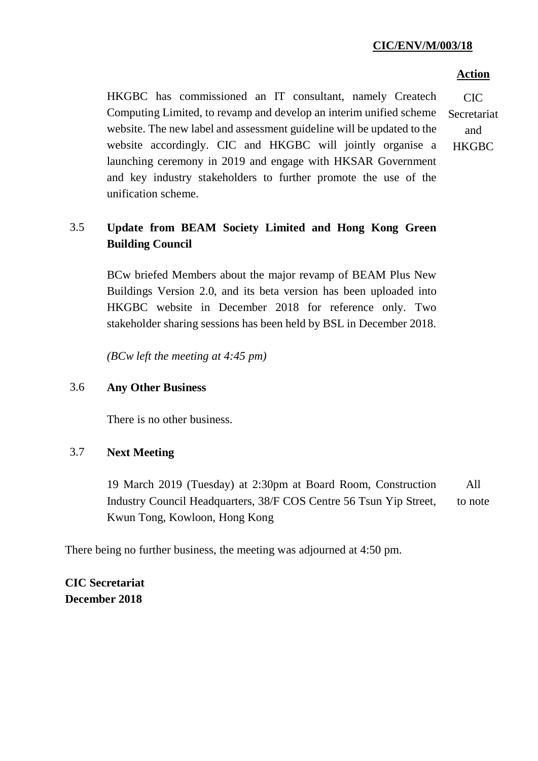| | | Action |
|---|---|---|
| | HKGBC has commissioned an IT consultant, namely Createch Computing Limited, to revamp and develop an interim unified scheme website. The new label and assessment guideline will be updated to the website accordingly. CIC and HKGBC will jointly organise a launching ceremony in 2019 and engage with HKSAR Government and key industry stakeholders to further promote the use of the unification scheme. | CIC Secretariat and HKGBC |
| 3.5 | **Update from BEAM Society Limited and Hong Kong Green Building Council** | |
| | BCw briefed Members about the major revamp of BEAM Plus New Buildings Version 2.0, and its beta version has been uploaded into HKGBC website in December 2018 for reference only. Two stakeholder sharing sessions has been held by BSL in December 2018. | |
| | *(BCw left the meeting at 4:45 pm)* | |
| 3.6 | **Any Other Business** | |
| | There is no other business. | |
| 3.7 | **Next Meeting** | |
| | 19 March 2019 (Tuesday) at 2:30pm at Board Room, Construction Industry Council Headquarters, 38/F COS Centre 56 Tsun Yip Street, Kwun Tong, Kowloon, Hong Kong | All to note |

There being no further business, the meeting was adjourned at 4:50 pm.

**CIC Secretariat**
**December 2018**